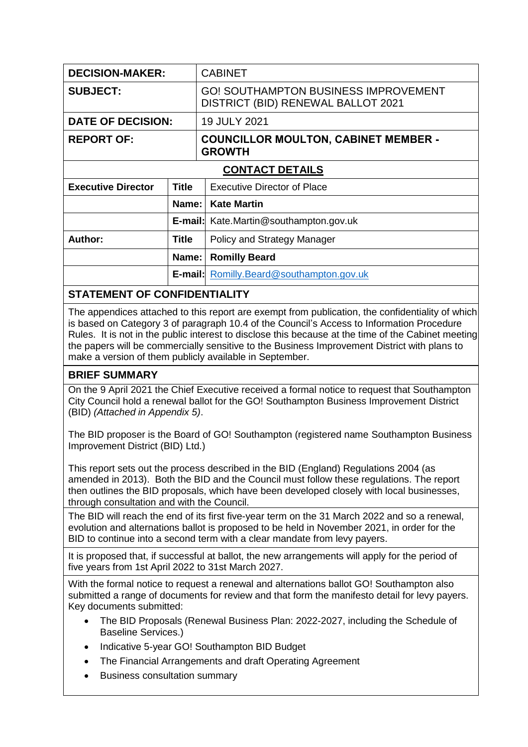| DECISION-MAKER: | CABINET |
|---|---|
| SUBJECT: | GO! SOUTHAMPTON BUSINESS IMPROVEMENT DISTRICT (BID) RENEWAL BALLOT 2021 |
| DATE OF DECISION: | 19 JULY 2021 |
| REPORT OF: | **COUNCILLOR MOULTON, CABINET MEMBER - GROWTH** |

**CONTACT DETAILS**

| | | |
|---|---|---|
| **Executive Director** | **Title** | Executive Director of Place |
| | **Name:** | **Kate Martin** |
| | **E-mail:** | Kate.Martin@southampton.gov.uk |
| **Author:** | **Title** | Policy and Strategy Manager |
| | **Name:** | **Romilly Beard** |
| | **E-mail:** | Romilly.Beard@southampton.gov.uk |

## STATEMENT OF CONFIDENTIALITY

The appendices attached to this report are exempt from publication, the confidentiality of which is based on Category 3 of paragraph 10.4 of the Council's Access to Information Procedure Rules. It is not in the public interest to disclose this because at the time of the Cabinet meeting the papers will be commercially sensitive to the Business Improvement District with plans to make a version of them publicly available in September.

## BRIEF SUMMARY

On the 9 April 2021 the Chief Executive received a formal notice to request that Southampton City Council hold a renewal ballot for the GO! Southampton Business Improvement District (BID) *(Attached in Appendix 5)*.

The BID proposer is the Board of GO! Southampton (registered name Southampton Business Improvement District (BID) Ltd.)

This report sets out the process described in the BID (England) Regulations 2004 (as amended in 2013). Both the BID and the Council must follow these regulations. The report then outlines the BID proposals, which have been developed closely with local businesses, through consultation and with the Council.

The BID will reach the end of its first five-year term on the 31 March 2022 and so a renewal, evolution and alternations ballot is proposed to be held in November 2021, in order for the BID to continue into a second term with a clear mandate from levy payers.

It is proposed that, if successful at ballot, the new arrangements will apply for the period of five years from 1st April 2022 to 31st March 2027.

With the formal notice to request a renewal and alternations ballot GO! Southampton also submitted a range of documents for review and that form the manifesto detail for levy payers. Key documents submitted:

- The BID Proposals (Renewal Business Plan: 2022-2027, including the Schedule of Baseline Services.)
- Indicative 5-year GO! Southampton BID Budget
- The Financial Arrangements and draft Operating Agreement
- Business consultation summary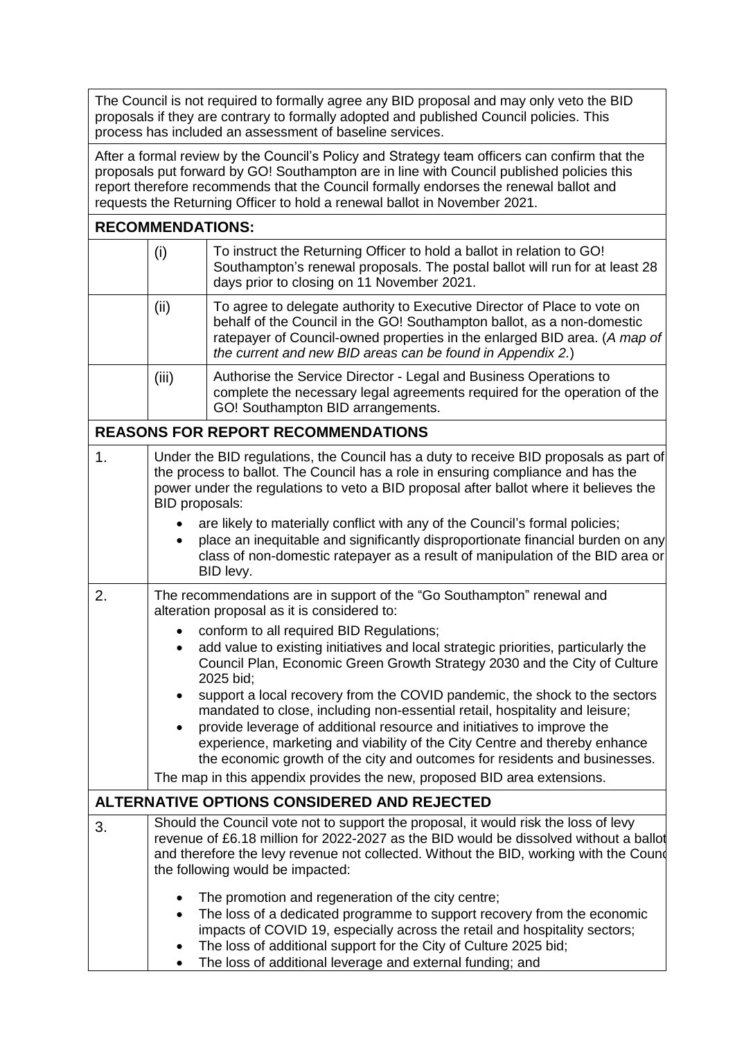The Council is not required to formally agree any BID proposal and may only veto the BID proposals if they are contrary to formally adopted and published Council policies. This process has included an assessment of baseline services.

After a formal review by the Council's Policy and Strategy team officers can confirm that the proposals put forward by GO! Southampton are in line with Council published policies this report therefore recommends that the Council formally endorses the renewal ballot and requests the Returning Officer to hold a renewal ballot in November 2021.

## RECOMMENDATIONS:

| | | |
|---|---|---|
| | (i) | To instruct the Returning Officer to hold a ballot in relation to GO! Southampton's renewal proposals. The postal ballot will run for at least 28 days prior to closing on 11 November 2021. |
| | (ii) | To agree to delegate authority to Executive Director of Place to vote on behalf of the Council in the GO! Southampton ballot, as a non-domestic ratepayer of Council-owned properties in the enlarged BID area. (*A map of the current and new BID areas can be found in Appendix 2.*) |
| | (iii) | Authorise the Service Director - Legal and Business Operations to complete the necessary legal agreements required for the operation of the GO! Southampton BID arrangements. |

## REASONS FOR REPORT RECOMMENDATIONS

1. Under the BID regulations, the Council has a duty to receive BID proposals as part of the process to ballot. The Council has a role in ensuring compliance and has the power under the regulations to veto a BID proposal after ballot where it believes the BID proposals:
   - are likely to materially conflict with any of the Council's formal policies;
   - place an inequitable and significantly disproportionate financial burden on any class of non-domestic ratepayer as a result of manipulation of the BID area or BID levy.

2. The recommendations are in support of the "Go Southampton" renewal and alteration proposal as it is considered to:
   - conform to all required BID Regulations;
   - add value to existing initiatives and local strategic priorities, particularly the Council Plan, Economic Green Growth Strategy 2030 and the City of Culture 2025 bid;
   - support a local recovery from the COVID pandemic, the shock to the sectors mandated to close, including non-essential retail, hospitality and leisure;
   - provide leverage of additional resource and initiatives to improve the experience, marketing and viability of the City Centre and thereby enhance the economic growth of the city and outcomes for residents and businesses.

   The map in this appendix provides the new, proposed BID area extensions.

## ALTERNATIVE OPTIONS CONSIDERED AND REJECTED

3. Should the Council vote not to support the proposal, it would risk the loss of levy revenue of £6.18 million for 2022-2027 as the BID would be dissolved without a ballot and therefore the levy revenue not collected. Without the BID, working with the Council the following would be impacted:
   - The promotion and regeneration of the city centre;
   - The loss of a dedicated programme to support recovery from the economic impacts of COVID 19, especially across the retail and hospitality sectors;
   - The loss of additional support for the City of Culture 2025 bid;
   - The loss of additional leverage and external funding; and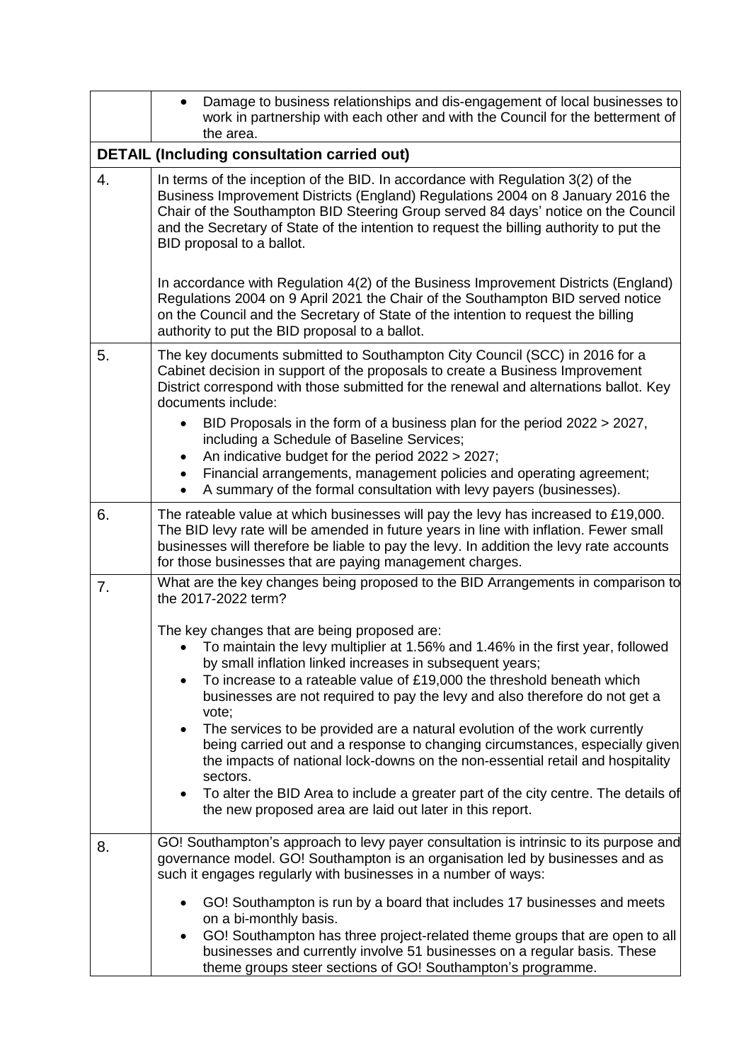| | |
|---|---|
| | • Damage to business relationships and dis-engagement of local businesses to work in partnership with each other and with the Council for the betterment of the area. |
| **DETAIL (Including consultation carried out)** | |
| 4. | In terms of the inception of the BID. In accordance with Regulation 3(2) of the Business Improvement Districts (England) Regulations 2004 on 8 January 2016 the Chair of the Southampton BID Steering Group served 84 days' notice on the Council and the Secretary of State of the intention to request the billing authority to put the BID proposal to a ballot.<br><br>In accordance with Regulation 4(2) of the Business Improvement Districts (England) Regulations 2004 on 9 April 2021 the Chair of the Southampton BID served notice on the Council and the Secretary of State of the intention to request the billing authority to put the BID proposal to a ballot. |
| 5. | The key documents submitted to Southampton City Council (SCC) in 2016 for a Cabinet decision in support of the proposals to create a Business Improvement District correspond with those submitted for the renewal and alternations ballot. Key documents include:<br>• BID Proposals in the form of a business plan for the period 2022 > 2027, including a Schedule of Baseline Services;<br>• An indicative budget for the period 2022 > 2027;<br>• Financial arrangements, management policies and operating agreement;<br>• A summary of the formal consultation with levy payers (businesses). |
| 6. | The rateable value at which businesses will pay the levy has increased to £19,000. The BID levy rate will be amended in future years in line with inflation. Fewer small businesses will therefore be liable to pay the levy. In addition the levy rate accounts for those businesses that are paying management charges. |
| 7. | What are the key changes being proposed to the BID Arrangements in comparison to the 2017-2022 term?<br><br>The key changes that are being proposed are:<br>• To maintain the levy multiplier at 1.56% and 1.46% in the first year, followed by small inflation linked increases in subsequent years;<br>• To increase to a rateable value of £19,000 the threshold beneath which businesses are not required to pay the levy and also therefore do not get a vote;<br>• The services to be provided are a natural evolution of the work currently being carried out and a response to changing circumstances, especially given the impacts of national lock-downs on the non-essential retail and hospitality sectors.<br>• To alter the BID Area to include a greater part of the city centre. The details of the new proposed area are laid out later in this report. |
| 8. | GO! Southampton's approach to levy payer consultation is intrinsic to its purpose and governance model. GO! Southampton is an organisation led by businesses and as such it engages regularly with businesses in a number of ways:<br>• GO! Southampton is run by a board that includes 17 businesses and meets on a bi-monthly basis.<br>• GO! Southampton has three project-related theme groups that are open to all businesses and currently involve 51 businesses on a regular basis. These theme groups steer sections of GO! Southampton's programme. |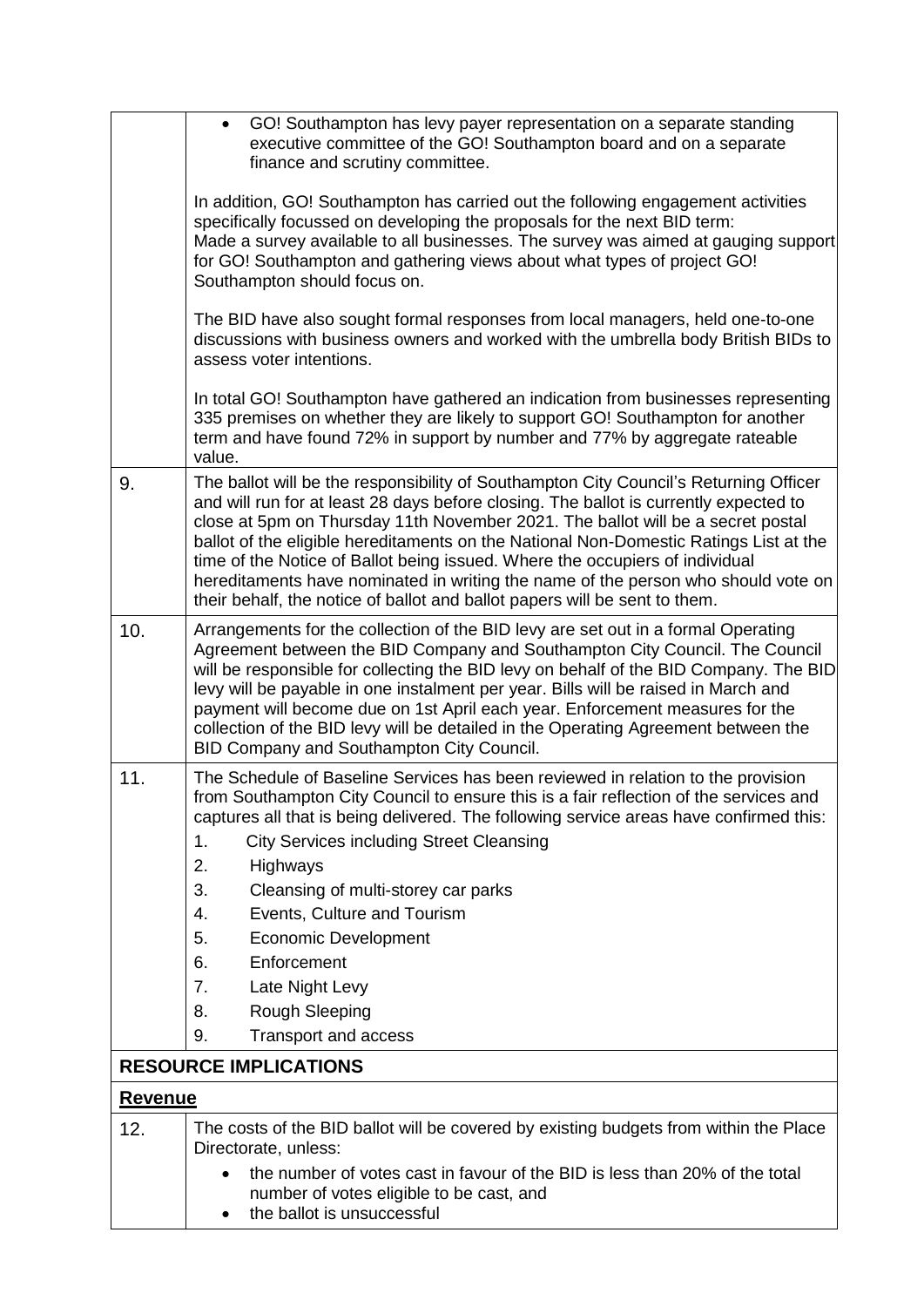| | |
|---|---|
| | • GO! Southampton has levy payer representation on a separate standing executive committee of the GO! Southampton board and on a separate finance and scrutiny committee.<br><br>In addition, GO! Southampton has carried out the following engagement activities specifically focussed on developing the proposals for the next BID term:<br>Made a survey available to all businesses. The survey was aimed at gauging support for GO! Southampton and gathering views about what types of project GO! Southampton should focus on.<br><br>The BID have also sought formal responses from local managers, held one-to-one discussions with business owners and worked with the umbrella body British BIDs to assess voter intentions.<br><br>In total GO! Southampton have gathered an indication from businesses representing 335 premises on whether they are likely to support GO! Southampton for another term and have found 72% in support by number and 77% by aggregate rateable value. |
| 9. | The ballot will be the responsibility of Southampton City Council's Returning Officer and will run for at least 28 days before closing. The ballot is currently expected to close at 5pm on Thursday 11th November 2021. The ballot will be a secret postal ballot of the eligible hereditaments on the National Non-Domestic Ratings List at the time of the Notice of Ballot being issued. Where the occupiers of individual hereditaments have nominated in writing the name of the person who should vote on their behalf, the notice of ballot and ballot papers will be sent to them. |
| 10. | Arrangements for the collection of the BID levy are set out in a formal Operating Agreement between the BID Company and Southampton City Council. The Council will be responsible for collecting the BID levy on behalf of the BID Company. The BID levy will be payable in one instalment per year. Bills will be raised in March and payment will become due on 1st April each year. Enforcement measures for the collection of the BID levy will be detailed in the Operating Agreement between the BID Company and Southampton City Council. |
| 11. | The Schedule of Baseline Services has been reviewed in relation to the provision from Southampton City Council to ensure this is a fair reflection of the services and captures all that is being delivered. The following service areas have confirmed this:<br>1. City Services including Street Cleansing<br>2. Highways<br>3. Cleansing of multi-storey car parks<br>4. Events, Culture and Tourism<br>5. Economic Development<br>6. Enforcement<br>7. Late Night Levy<br>8. Rough Sleeping<br>9. Transport and access |
| **RESOURCE IMPLICATIONS** | |
| **Revenue** | |
| 12. | The costs of the BID ballot will be covered by existing budgets from within the Place Directorate, unless:<br>• the number of votes cast in favour of the BID is less than 20% of the total number of votes eligible to be cast, and<br>• the ballot is unsuccessful |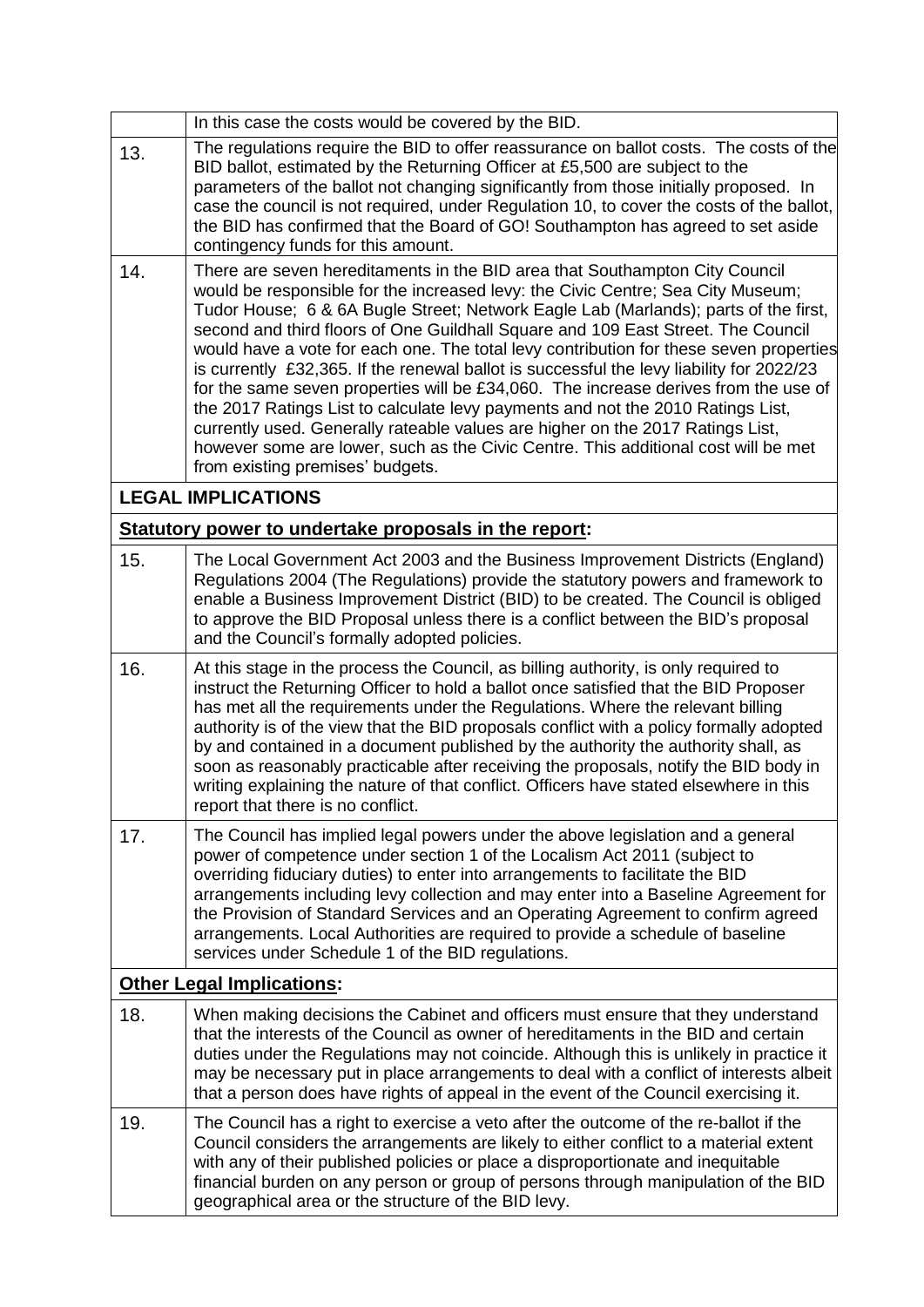| | |
|---|---|
| | In this case the costs would be covered by the BID. |
| 13. | The regulations require the BID to offer reassurance on ballot costs. The costs of the BID ballot, estimated by the Returning Officer at £5,500 are subject to the parameters of the ballot not changing significantly from those initially proposed. In case the council is not required, under Regulation 10, to cover the costs of the ballot, the BID has confirmed that the Board of GO! Southampton has agreed to set aside contingency funds for this amount. |
| 14. | There are seven hereditaments in the BID area that Southampton City Council would be responsible for the increased levy: the Civic Centre; Sea City Museum; Tudor House; 6 & 6A Bugle Street; Network Eagle Lab (Marlands); parts of the first, second and third floors of One Guildhall Square and 109 East Street. The Council would have a vote for each one. The total levy contribution for these seven properties is currently £32,365. If the renewal ballot is successful the levy liability for 2022/23 for the same seven properties will be £34,060. The increase derives from the use of the 2017 Ratings List to calculate levy payments and not the 2010 Ratings List, currently used. Generally rateable values are higher on the 2017 Ratings List, however some are lower, such as the Civic Centre. This additional cost will be met from existing premises' budgets. |
| **LEGAL IMPLICATIONS** | |
| **Statutory power to undertake proposals in the report:** | |
| 15. | The Local Government Act 2003 and the Business Improvement Districts (England) Regulations 2004 (The Regulations) provide the statutory powers and framework to enable a Business Improvement District (BID) to be created. The Council is obliged to approve the BID Proposal unless there is a conflict between the BID's proposal and the Council's formally adopted policies. |
| 16. | At this stage in the process the Council, as billing authority, is only required to instruct the Returning Officer to hold a ballot once satisfied that the BID Proposer has met all the requirements under the Regulations. Where the relevant billing authority is of the view that the BID proposals conflict with a policy formally adopted by and contained in a document published by the authority the authority shall, as soon as reasonably practicable after receiving the proposals, notify the BID body in writing explaining the nature of that conflict. Officers have stated elsewhere in this report that there is no conflict. |
| 17. | The Council has implied legal powers under the above legislation and a general power of competence under section 1 of the Localism Act 2011 (subject to overriding fiduciary duties) to enter into arrangements to facilitate the BID arrangements including levy collection and may enter into a Baseline Agreement for the Provision of Standard Services and an Operating Agreement to confirm agreed arrangements. Local Authorities are required to provide a schedule of baseline services under Schedule 1 of the BID regulations. |
| **Other Legal Implications:** | |
| 18. | When making decisions the Cabinet and officers must ensure that they understand that the interests of the Council as owner of hereditaments in the BID and certain duties under the Regulations may not coincide. Although this is unlikely in practice it may be necessary put in place arrangements to deal with a conflict of interests albeit that a person does have rights of appeal in the event of the Council exercising it. |
| 19. | The Council has a right to exercise a veto after the outcome of the re-ballot if the Council considers the arrangements are likely to either conflict to a material extent with any of their published policies or place a disproportionate and inequitable financial burden on any person or group of persons through manipulation of the BID geographical area or the structure of the BID levy. |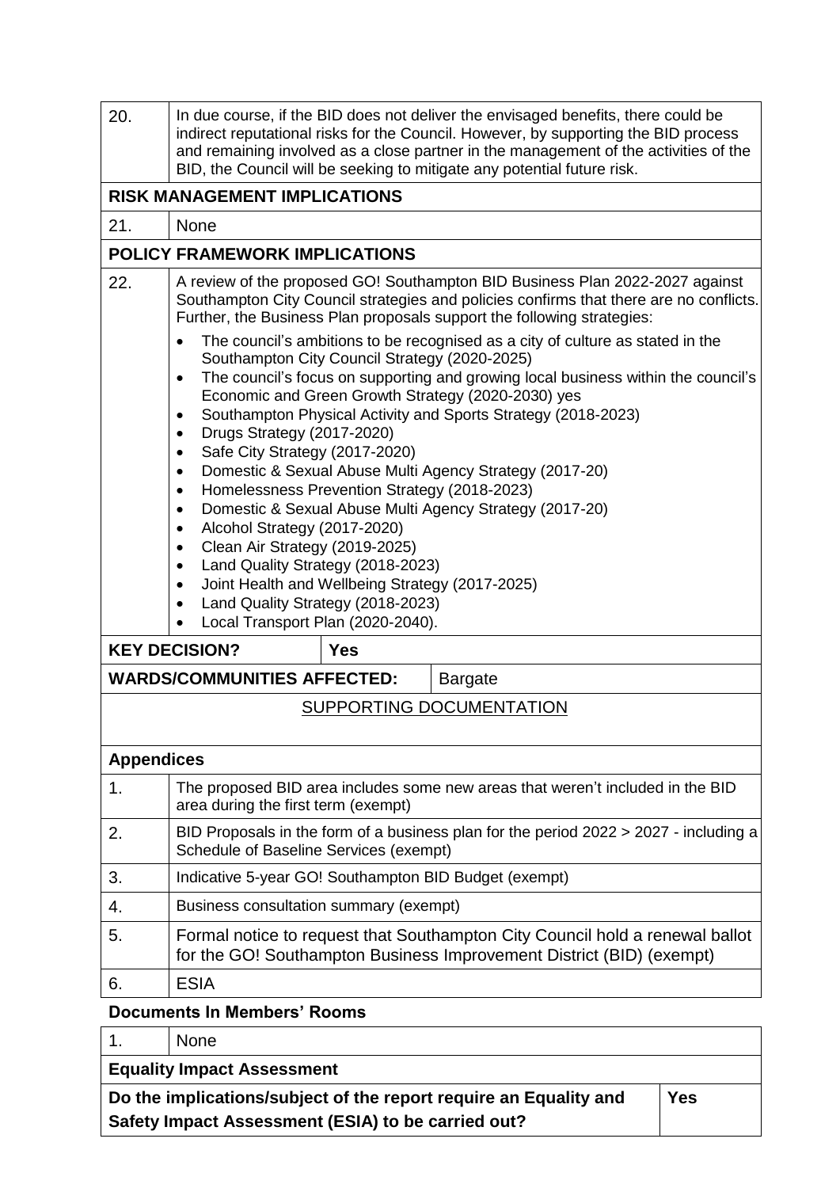| | |
|---|---|
| 20. | In due course, if the BID does not deliver the envisaged benefits, there could be indirect reputational risks for the Council. However, by supporting the BID process and remaining involved as a close partner in the management of the activities of the BID, the Council will be seeking to mitigate any potential future risk. |

**RISK MANAGEMENT IMPLICATIONS**

| | |
|---|---|
| 21. | None |

**POLICY FRAMEWORK IMPLICATIONS**

22\. A review of the proposed GO! Southampton BID Business Plan 2022-2027 against Southampton City Council strategies and policies confirms that there are no conflicts. Further, the Business Plan proposals support the following strategies:

- The council's ambitions to be recognised as a city of culture as stated in the Southampton City Council Strategy (2020-2025)
- The council's focus on supporting and growing local business within the council's Economic and Green Growth Strategy (2020-2030) yes
- Southampton Physical Activity and Sports Strategy (2018-2023)
- Drugs Strategy (2017-2020)
- Safe City Strategy (2017-2020)
- Domestic & Sexual Abuse Multi Agency Strategy (2017-20)
- Homelessness Prevention Strategy (2018-2023)
- Domestic & Sexual Abuse Multi Agency Strategy (2017-20)
- Alcohol Strategy (2017-2020)
- Clean Air Strategy (2019-2025)
- Land Quality Strategy (2018-2023)
- Joint Health and Wellbeing Strategy (2017-2025)
- Land Quality Strategy (2018-2023)
- Local Transport Plan (2020-2040).

| | |
|---|---|
| **KEY DECISION?** | **Yes** |
| **WARDS/COMMUNITIES AFFECTED:** | Bargate |

<u>SUPPORTING DOCUMENTATION</u>

**Appendices**

| | |
|---|---|
| 1. | The proposed BID area includes some new areas that weren't included in the BID area during the first term (exempt) |
| 2. | BID Proposals in the form of a business plan for the period 2022 > 2027 - including a Schedule of Baseline Services (exempt) |
| 3. | Indicative 5-year GO! Southampton BID Budget (exempt) |
| 4. | Business consultation summary (exempt) |
| 5. | Formal notice to request that Southampton City Council hold a renewal ballot for the GO! Southampton Business Improvement District (BID) (exempt) |
| 6. | ESIA |

**Documents In Members' Rooms**

| | |
|---|---|
| 1. | None |

**Equality Impact Assessment**

| | |
|---|---|
| **Do the implications/subject of the report require an Equality and Safety Impact Assessment (ESIA) to be carried out?** | **Yes** |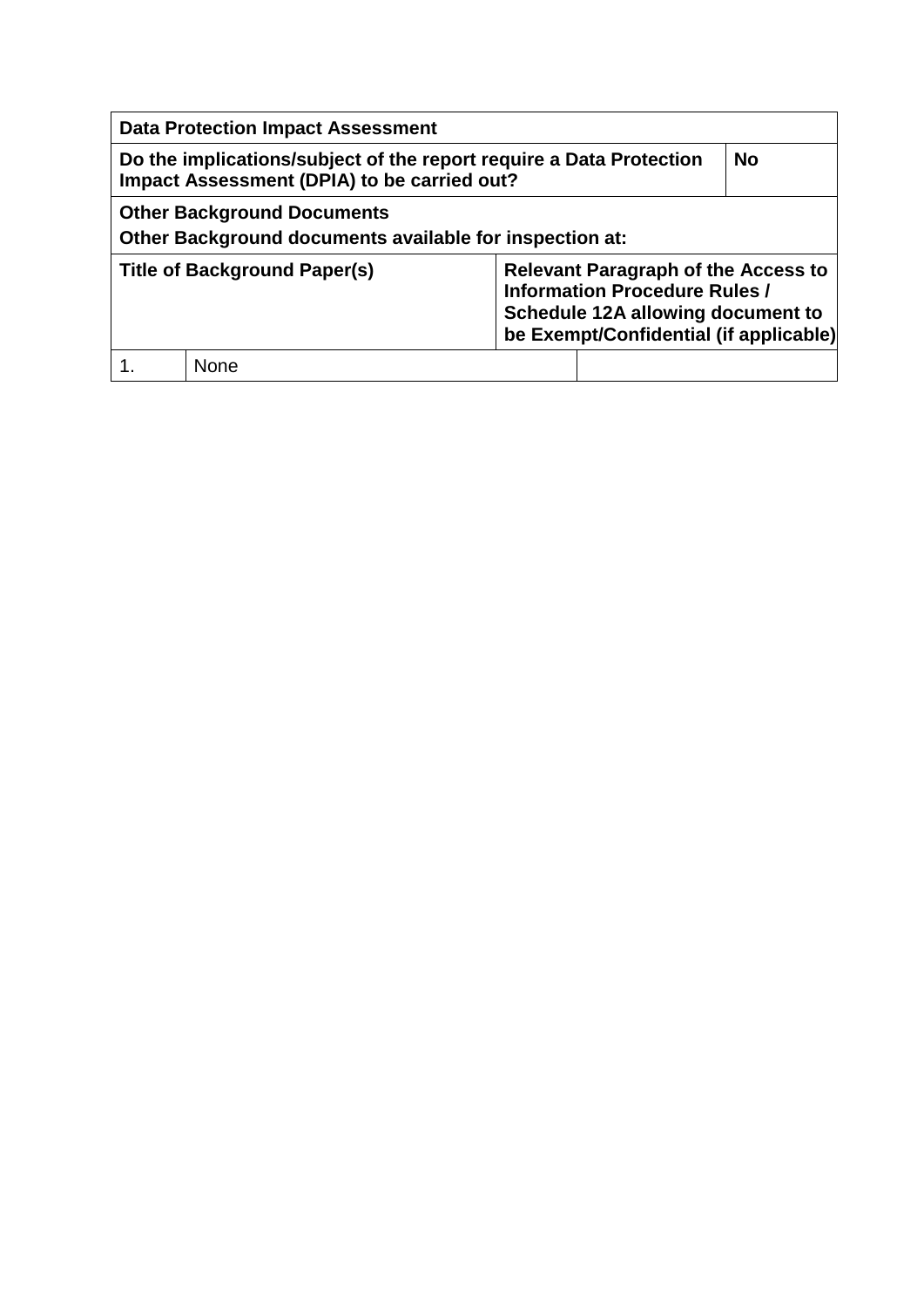| | | |
|---|---|---|
| **Data Protection Impact Assessment** | | |
| **Do the implications/subject of the report require a Data Protection Impact Assessment (DPIA) to be carried out?** | | **No** |
| **Other Background Documents**<br>**Other Background documents available for inspection at:** | | |
| **Title of Background Paper(s)** | | **Relevant Paragraph of the Access to Information Procedure Rules / Schedule 12A allowing document to be Exempt/Confidential (if applicable)** |
| 1. | None | |